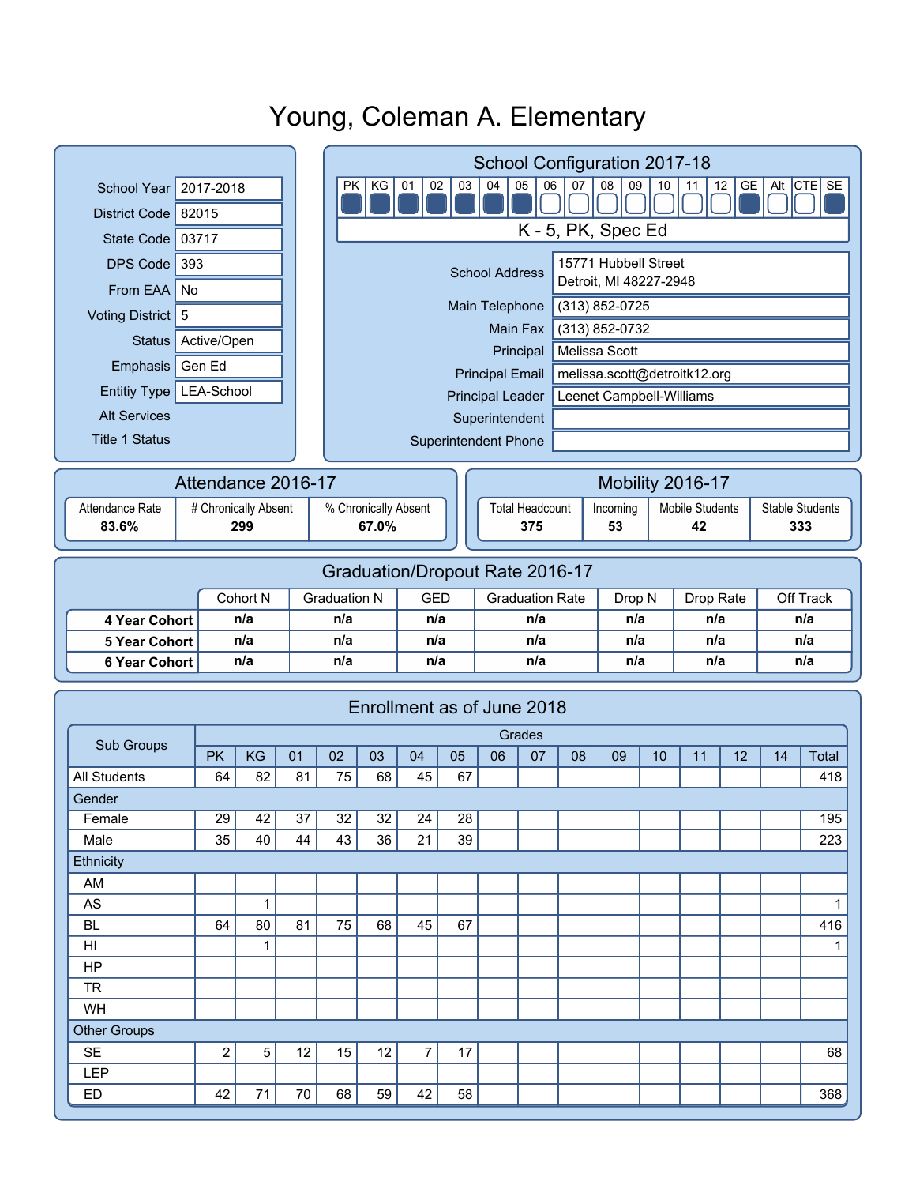# Young, Coleman A. Elementary

| Field | Value |
|---|---|
| School Year | 2017-2018 |
| District Code | 82015 |
| State Code | 03717 |
| DPS Code | 393 |
| From EAA | No |
| Voting District | 5 |
| Status | Active/Open |
| Emphasis | Gen Ed |
| Entitiy Type | LEA-School |
| Alt Services | |
| Title 1 Status | |

## School Configuration 2017-18

| PK | KG | 01 | 02 | 03 | 04 | 05 | 06 | 07 | 08 | 09 | 10 | 11 | 12 | GE | Alt | CTE | SE |
|---|---|---|---|---|---|---|---|---|---|---|---|---|---|---|---|---|---|
| ■ | ■ | ■ | ■ | ■ | ■ | ■ | □ | □ | □ | □ | □ | □ | □ | ■ | □ | □ | ■ |

K - 5, PK, Spec Ed

| Field | Value |
|---|---|
| School Address | 15771 Hubbell Street<br>Detroit, MI 48227-2948 |
| Main Telephone | (313) 852-0725 |
| Main Fax | (313) 852-0732 |
| Principal | Melissa Scott |
| Principal Email | melissa.scott@detroitk12.org |
| Principal Leader | Leenet Campbell-Williams |
| Superintendent | |
| Superintendent Phone | |

## Attendance 2016-17

| Attendance Rate | # Chronically Absent | % Chronically Absent |
|---|---|---|
| **83.6%** | **299** | **67.0%** |

## Mobility 2016-17

| Total Headcount | Incoming | Mobile Students | Stable Students |
|---|---|---|---|
| **375** | **53** | **42** | **333** |

## Graduation/Dropout Rate 2016-17

| | Cohort N | Graduation N | GED | Graduation Rate | Drop N | Drop Rate | Off Track |
|---|---|---|---|---|---|---|---|
| **4 Year Cohort** | n/a | n/a | n/a | n/a | n/a | n/a | n/a |
| **5 Year Cohort** | n/a | n/a | n/a | n/a | n/a | n/a | n/a |
| **6 Year Cohort** | n/a | n/a | n/a | n/a | n/a | n/a | n/a |

## Enrollment as of June 2018

| Sub Groups | Grades | | | | | | | | | | | | | | |
|---|---|---|---|---|---|---|---|---|---|---|---|---|---|---|---|
| | PK | KG | 01 | 02 | 03 | 04 | 05 | 06 | 07 | 08 | 09 | 10 | 11 | 12 | 14 | Total |
| All Students | 64 | 82 | 81 | 75 | 68 | 45 | 67 | | | | | | | | | 418 |
| Gender | | | | | | | | | | | | | | | | |
| Female | 29 | 42 | 37 | 32 | 32 | 24 | 28 | | | | | | | | | 195 |
| Male | 35 | 40 | 44 | 43 | 36 | 21 | 39 | | | | | | | | | 223 |
| Ethnicity | | | | | | | | | | | | | | | | |
| AM | | | | | | | | | | | | | | | | |
| AS | | 1 | | | | | | | | | | | | | | 1 |
| BL | 64 | 80 | 81 | 75 | 68 | 45 | 67 | | | | | | | | | 416 |
| HI | | 1 | | | | | | | | | | | | | | 1 |
| HP | | | | | | | | | | | | | | | | |
| TR | | | | | | | | | | | | | | | | |
| WH | | | | | | | | | | | | | | | | |
| Other Groups | | | | | | | | | | | | | | | | |
| SE | 2 | 5 | 12 | 15 | 12 | 7 | 17 | | | | | | | | | 68 |
| LEP | | | | | | | | | | | | | | | | |
| ED | 42 | 71 | 70 | 68 | 59 | 42 | 58 | | | | | | | | | 368 |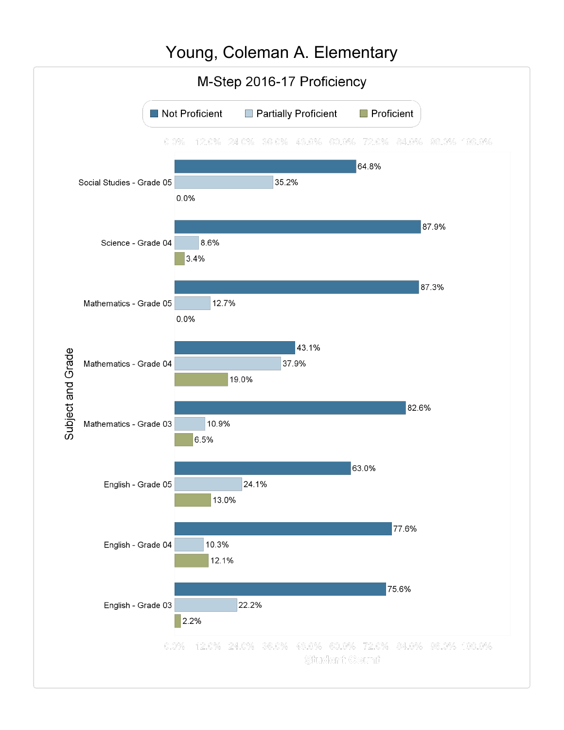# Young, Coleman A. Elementary

## M-Step 2016-17 Proficiency

| Subject and Grade | Not Proficient | Partially Proficient | Proficient |
|---|---|---|---|
| Social Studies - Grade 05 | 64.8% | 35.2% | 0.0% |
| Science - Grade 04 | 87.9% | 8.6% | 3.4% |
| Mathematics - Grade 05 | 87.3% | 12.7% | 0.0% |
| Mathematics - Grade 04 | 43.1% | 37.9% | 19.0% |
| Mathematics - Grade 03 | 82.6% | 10.9% | 6.5% |
| English - Grade 05 | 63.0% | 24.1% | 13.0% |
| English - Grade 04 | 77.6% | 10.3% | 12.1% |
| English - Grade 03 | 75.6% | 22.2% | 2.2% |

Student Count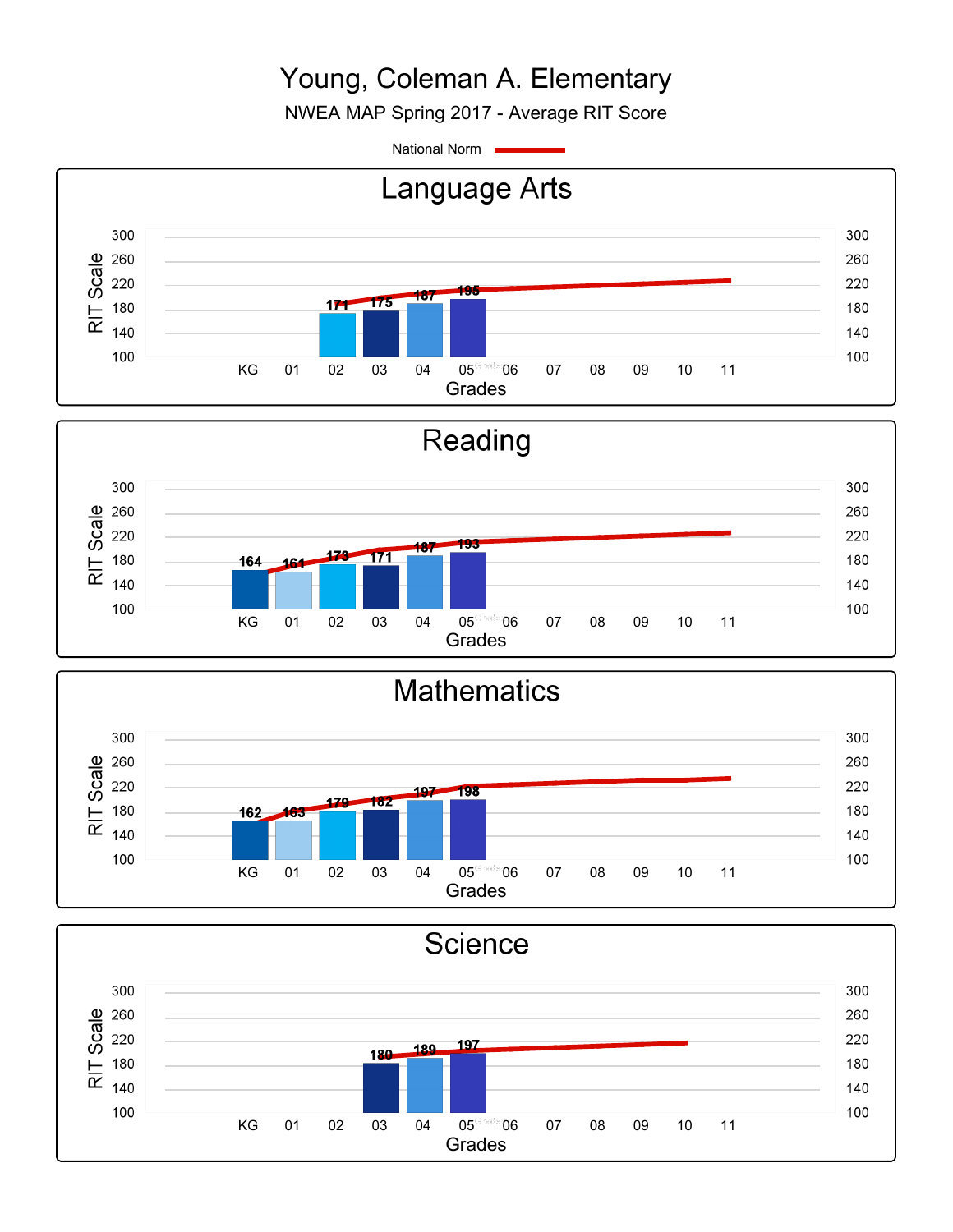# Young, Coleman A. Elementary

NWEA MAP Spring 2017 - Average RIT Score

National Norm

## Language Arts

| Grade | 02 | 03 | 04 | 05 |
|---|---|---|---|---|
| Average RIT Score | 171 | 175 | 187 | 195 |

## Reading

| Grade | KG | 01 | 02 | 03 | 04 | 05 |
|---|---|---|---|---|---|---|
| Average RIT Score | 164 | 161 | 173 | 171 | 187 | 193 |

## Mathematics

| Grade | KG | 01 | 02 | 03 | 04 | 05 |
|---|---|---|---|---|---|---|
| Average RIT Score | 162 | 163 | 179 | 182 | 197 | 198 |

## Science

| Grade | 03 | 04 | 05 |
|---|---|---|---|
| Average RIT Score | 180 | 189 | 197 |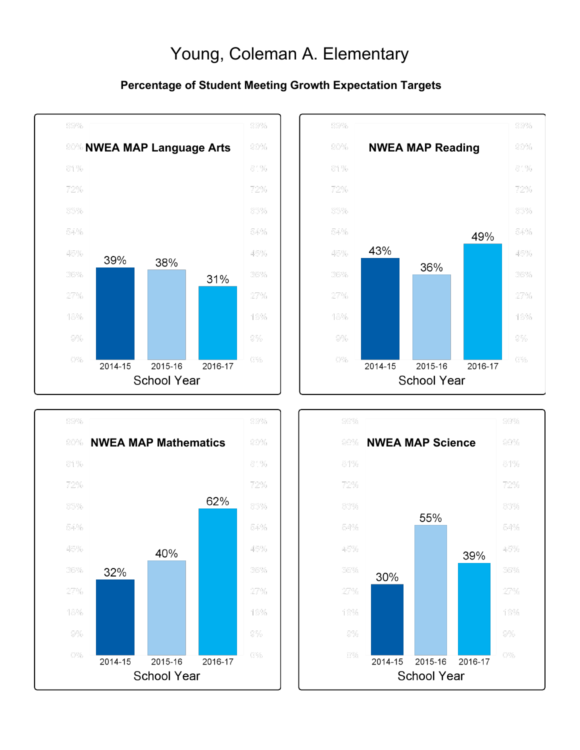# Young, Coleman A. Elementary

**Percentage of Student Meeting Growth Expectation Targets**

**NWEA MAP Language Arts**

39%
38%
31%

2014-15
2015-16
2016-17

School Year

**NWEA MAP Reading**

43%
36%
49%

2014-15
2015-16
2016-17

School Year

**NWEA MAP Mathematics**

32%
40%
62%

2014-15
2015-16
2016-17

School Year

**NWEA MAP Science**

30%
55%
39%

2014-15
2015-16
2016-17

School Year